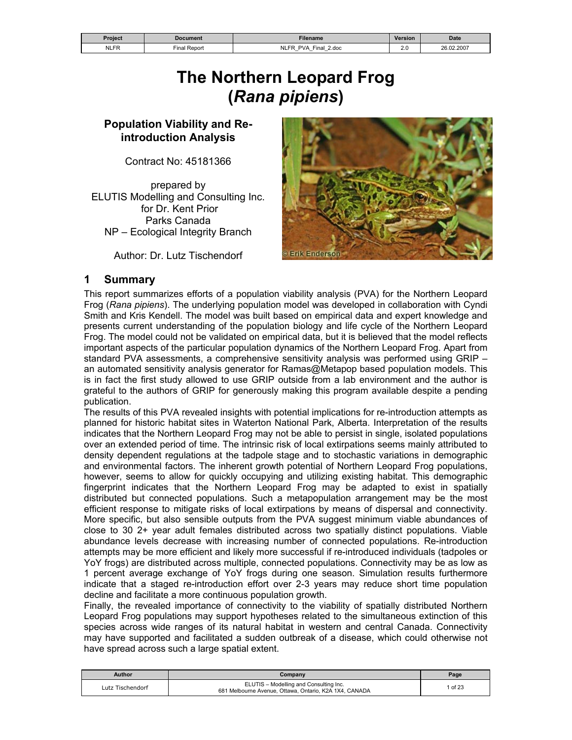# The Northern Leopard Frog (*Rana pipiens*)

**Population Viability and Re-introduction Analysis**

Contract No: 45181366

prepared by
ELUTIS Modelling and Consulting Inc.
for Dr. Kent Prior
Parks Canada
NP – Ecological Integrity Branch

Author: Dr. Lutz Tischendorf

## 1 Summary

This report summarizes efforts of a population viability analysis (PVA) for the Northern Leopard Frog (*Rana pipiens*). The underlying population model was developed in collaboration with Cyndi Smith and Kris Kendell. The model was built based on empirical data and expert knowledge and presents current understanding of the population biology and life cycle of the Northern Leopard Frog. The model could not be validated on empirical data, but it is believed that the model reflects important aspects of the particular population dynamics of the Northern Leopard Frog. Apart from standard PVA assessments, a comprehensive sensitivity analysis was performed using GRIP – an automated sensitivity analysis generator for Ramas@Metapop based population models. This is in fact the first study allowed to use GRIP outside from a lab environment and the author is grateful to the authors of GRIP for generously making this program available despite a pending publication.

The results of this PVA revealed insights with potential implications for re-introduction attempts as planned for historic habitat sites in Waterton National Park, Alberta. Interpretation of the results indicates that the Northern Leopard Frog may not be able to persist in single, isolated populations over an extended period of time. The intrinsic risk of local extirpations seems mainly attributed to density dependent regulations at the tadpole stage and to stochastic variations in demographic and environmental factors. The inherent growth potential of Northern Leopard Frog populations, however, seems to allow for quickly occupying and utilizing existing habitat. This demographic fingerprint indicates that the Northern Leopard Frog may be adapted to exist in spatially distributed but connected populations. Such a metapopulation arrangement may be the most efficient response to mitigate risks of local extirpations by means of dispersal and connectivity. More specific, but also sensible outputs from the PVA suggest minimum viable abundances of close to 30 2+ year adult females distributed across two spatially distinct populations. Viable abundance levels decrease with increasing number of connected populations. Re-introduction attempts may be more efficient and likely more successful if re-introduced individuals (tadpoles or YoY frogs) are distributed across multiple, connected populations. Connectivity may be as low as 1 percent average exchange of YoY frogs during one season. Simulation results furthermore indicate that a staged re-introduction effort over 2-3 years may reduce short time population decline and facilitate a more continuous population growth.

Finally, the revealed importance of connectivity to the viability of spatially distributed Northern Leopard Frog populations may support hypotheses related to the simultaneous extinction of this species across wide ranges of its natural habitat in western and central Canada. Connectivity may have supported and facilitated a sudden outbreak of a disease, which could otherwise not have spread across such a large spatial extent.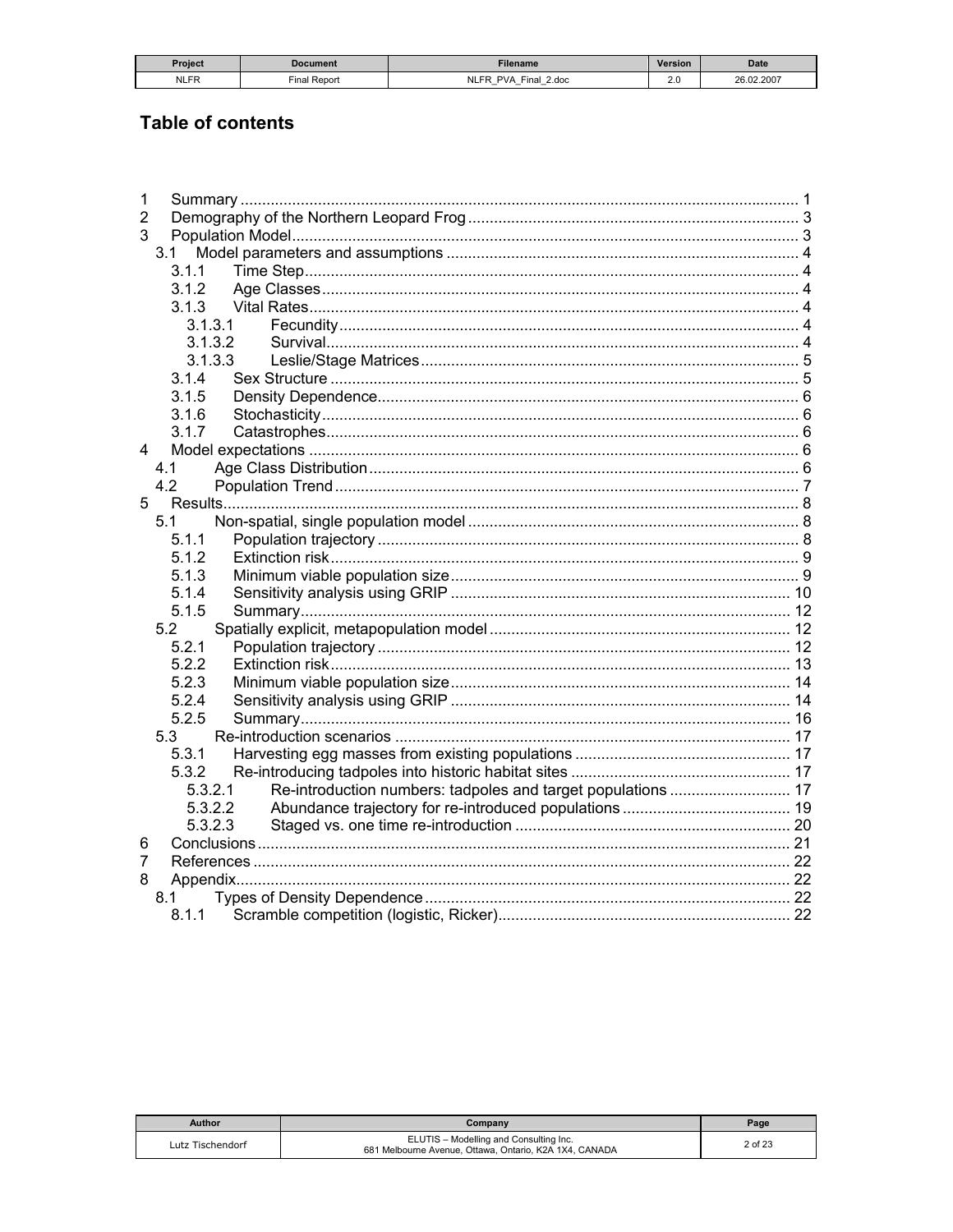## Table of contents

1 Summary ........ 1
2 Demography of the Northern Leopard Frog ........ 3
3 Population Model ........ 3
 3.1 Model parameters and assumptions ........ 4
  3.1.1 Time Step ........ 4
  3.1.2 Age Classes ........ 4
  3.1.3 Vital Rates ........ 4
   3.1.3.1 Fecundity ........ 4
   3.1.3.2 Survival ........ 4
   3.1.3.3 Leslie/Stage Matrices ........ 5
  3.1.4 Sex Structure ........ 5
  3.1.5 Density Dependence ........ 6
  3.1.6 Stochasticity ........ 6
  3.1.7 Catastrophes ........ 6
4 Model expectations ........ 6
 4.1 Age Class Distribution ........ 6
 4.2 Population Trend ........ 7
5 Results ........ 8
 5.1 Non-spatial, single population model ........ 8
  5.1.1 Population trajectory ........ 8
  5.1.2 Extinction risk ........ 9
  5.1.3 Minimum viable population size ........ 9
  5.1.4 Sensitivity analysis using GRIP ........ 10
  5.1.5 Summary ........ 12
 5.2 Spatially explicit, metapopulation model ........ 12
  5.2.1 Population trajectory ........ 12
  5.2.2 Extinction risk ........ 13
  5.2.3 Minimum viable population size ........ 14
  5.2.4 Sensitivity analysis using GRIP ........ 14
  5.2.5 Summary ........ 16
 5.3 Re-introduction scenarios ........ 17
  5.3.1 Harvesting egg masses from existing populations ........ 17
  5.3.2 Re-introducing tadpoles into historic habitat sites ........ 17
   5.3.2.1 Re-introduction numbers: tadpoles and target populations ........ 17
   5.3.2.2 Abundance trajectory for re-introduced populations ........ 19
   5.3.2.3 Staged vs. one time re-introduction ........ 20
6 Conclusions ........ 21
7 References ........ 22
8 Appendix ........ 22
 8.1 Types of Density Dependence ........ 22
  8.1.1 Scramble competition (logistic, Ricker) ........ 22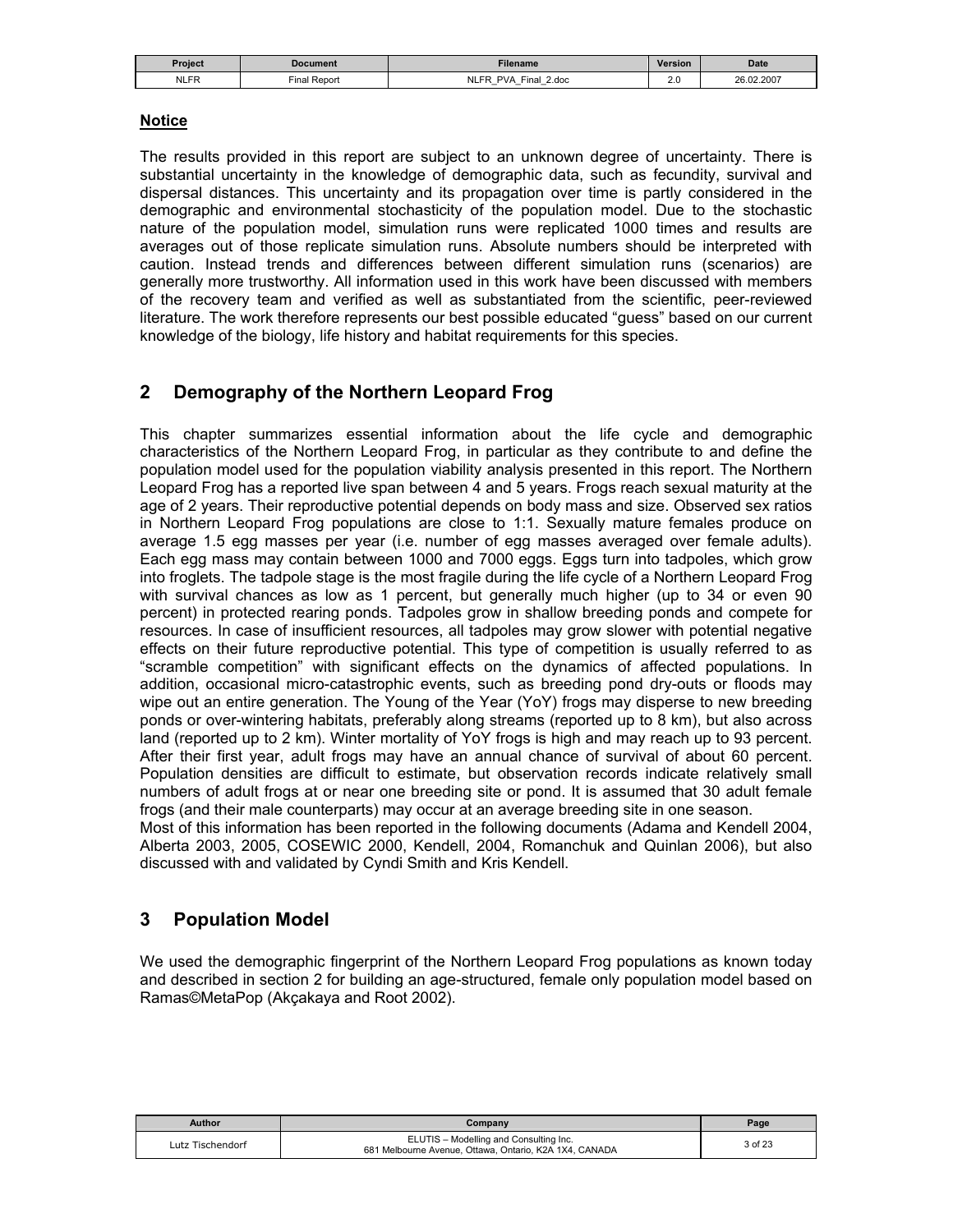**Notice**

The results provided in this report are subject to an unknown degree of uncertainty. There is substantial uncertainty in the knowledge of demographic data, such as fecundity, survival and dispersal distances. This uncertainty and its propagation over time is partly considered in the demographic and environmental stochasticity of the population model. Due to the stochastic nature of the population model, simulation runs were replicated 1000 times and results are averages out of those replicate simulation runs. Absolute numbers should be interpreted with caution. Instead trends and differences between different simulation runs (scenarios) are generally more trustworthy. All information used in this work have been discussed with members of the recovery team and verified as well as substantiated from the scientific, peer-reviewed literature. The work therefore represents our best possible educated "guess" based on our current knowledge of the biology, life history and habitat requirements for this species.

## 2 Demography of the Northern Leopard Frog

This chapter summarizes essential information about the life cycle and demographic characteristics of the Northern Leopard Frog, in particular as they contribute to and define the population model used for the population viability analysis presented in this report. The Northern Leopard Frog has a reported live span between 4 and 5 years. Frogs reach sexual maturity at the age of 2 years. Their reproductive potential depends on body mass and size. Observed sex ratios in Northern Leopard Frog populations are close to 1:1. Sexually mature females produce on average 1.5 egg masses per year (i.e. number of egg masses averaged over female adults). Each egg mass may contain between 1000 and 7000 eggs. Eggs turn into tadpoles, which grow into froglets. The tadpole stage is the most fragile during the life cycle of a Northern Leopard Frog with survival chances as low as 1 percent, but generally much higher (up to 34 or even 90 percent) in protected rearing ponds. Tadpoles grow in shallow breeding ponds and compete for resources. In case of insufficient resources, all tadpoles may grow slower with potential negative effects on their future reproductive potential. This type of competition is usually referred to as "scramble competition" with significant effects on the dynamics of affected populations. In addition, occasional micro-catastrophic events, such as breeding pond dry-outs or floods may wipe out an entire generation. The Young of the Year (YoY) frogs may disperse to new breeding ponds or over-wintering habitats, preferably along streams (reported up to 8 km), but also across land (reported up to 2 km). Winter mortality of YoY frogs is high and may reach up to 93 percent. After their first year, adult frogs may have an annual chance of survival of about 60 percent. Population densities are difficult to estimate, but observation records indicate relatively small numbers of adult frogs at or near one breeding site or pond. It is assumed that 30 adult female frogs (and their male counterparts) may occur at an average breeding site in one season.
Most of this information has been reported in the following documents (Adama and Kendell 2004, Alberta 2003, 2005, COSEWIC 2000, Kendell, 2004, Romanchuk and Quinlan 2006), but also discussed with and validated by Cyndi Smith and Kris Kendell.

## 3 Population Model

We used the demographic fingerprint of the Northern Leopard Frog populations as known today and described in section 2 for building an age-structured, female only population model based on Ramas©MetaPop (Akçakaya and Root 2002).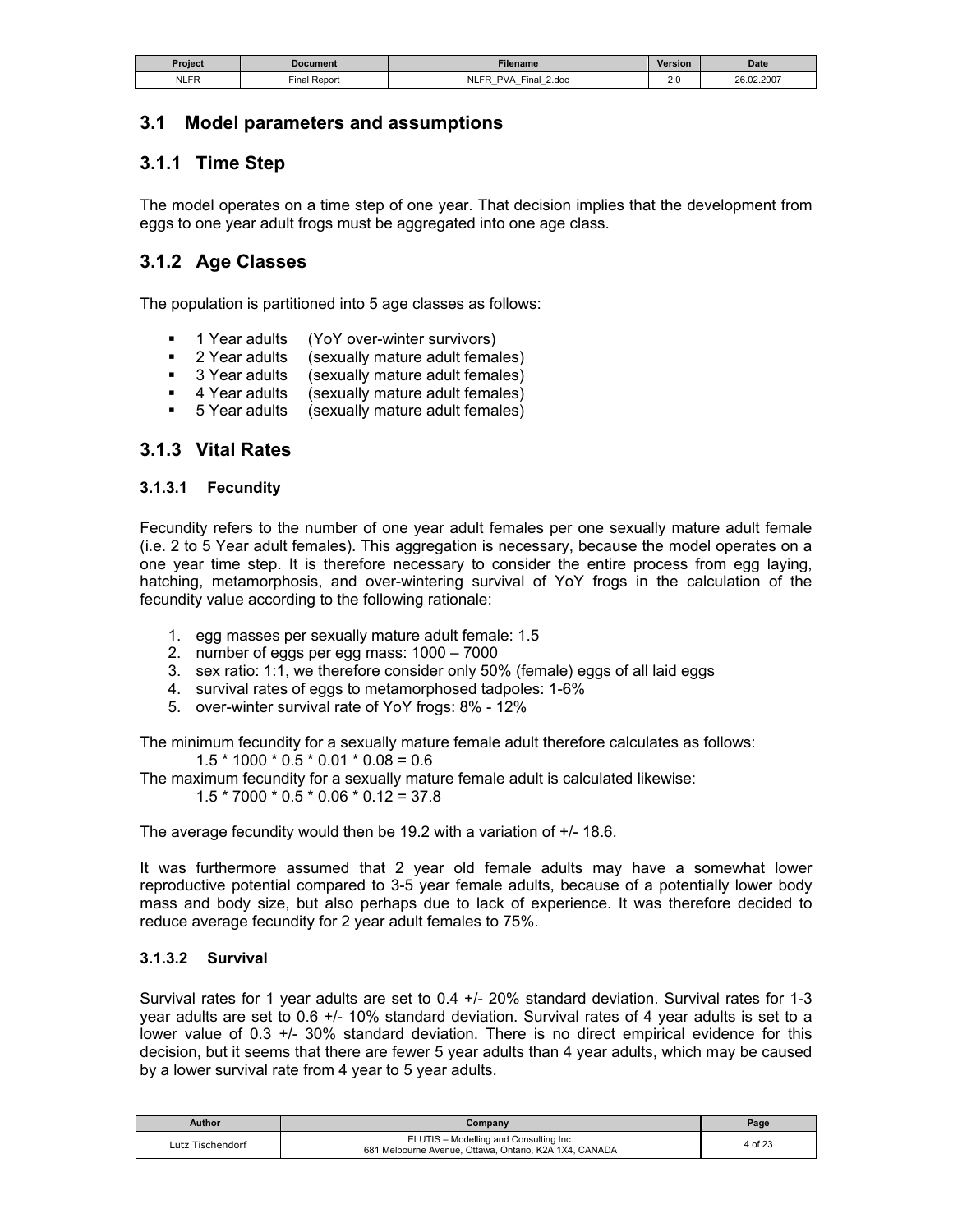## 3.1 Model parameters and assumptions

### 3.1.1 Time Step

The model operates on a time step of one year. That decision implies that the development from eggs to one year adult frogs must be aggregated into one age class.

### 3.1.2 Age Classes

The population is partitioned into 5 age classes as follows:

- 1 Year adults (YoY over-winter survivors)
- 2 Year adults (sexually mature adult females)
- 3 Year adults (sexually mature adult females)
- 4 Year adults (sexually mature adult females)
- 5 Year adults (sexually mature adult females)

### 3.1.3 Vital Rates

#### 3.1.3.1 Fecundity

Fecundity refers to the number of one year adult females per one sexually mature adult female (i.e. 2 to 5 Year adult females). This aggregation is necessary, because the model operates on a one year time step. It is therefore necessary to consider the entire process from egg laying, hatching, metamorphosis, and over-wintering survival of YoY frogs in the calculation of the fecundity value according to the following rationale:

1. egg masses per sexually mature adult female: 1.5
2. number of eggs per egg mass: 1000 – 7000
3. sex ratio: 1:1, we therefore consider only 50% (female) eggs of all laid eggs
4. survival rates of eggs to metamorphosed tadpoles: 1-6%
5. over-winter survival rate of YoY frogs: 8% - 12%

The minimum fecundity for a sexually mature female adult therefore calculates as follows:

$$1.5 * 1000 * 0.5 * 0.01 * 0.08 = 0.6$$

The maximum fecundity for a sexually mature female adult is calculated likewise:

$$1.5 * 7000 * 0.5 * 0.06 * 0.12 = 37.8$$

The average fecundity would then be 19.2 with a variation of +/- 18.6.

It was furthermore assumed that 2 year old female adults may have a somewhat lower reproductive potential compared to 3-5 year female adults, because of a potentially lower body mass and body size, but also perhaps due to lack of experience. It was therefore decided to reduce average fecundity for 2 year adult females to 75%.

#### 3.1.3.2 Survival

Survival rates for 1 year adults are set to 0.4 +/- 20% standard deviation. Survival rates for 1-3 year adults are set to 0.6 +/- 10% standard deviation. Survival rates of 4 year adults is set to a lower value of 0.3 +/- 30% standard deviation. There is no direct empirical evidence for this decision, but it seems that there are fewer 5 year adults than 4 year adults, which may be caused by a lower survival rate from 4 year to 5 year adults.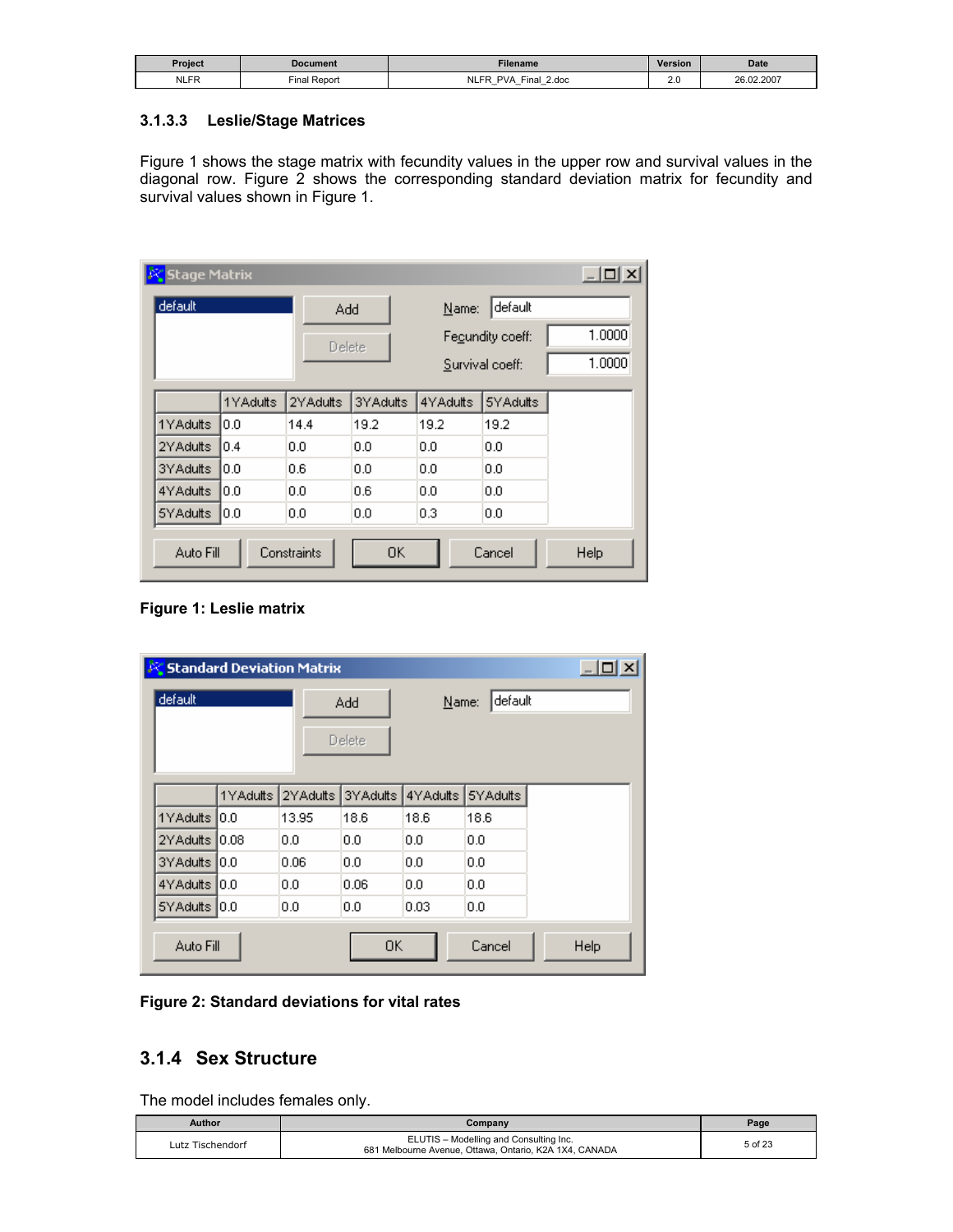### 3.1.3.3 Leslie/Stage Matrices

Figure 1 shows the stage matrix with fecundity values in the upper row and survival values in the diagonal row. Figure 2 shows the corresponding standard deviation matrix for fecundity and survival values shown in Figure 1.

**Stage Matrix**

Name: default
Fecundity coeff: 1.0000
Survival coeff: 1.0000

| | 1YAdults | 2YAdults | 3YAdults | 4YAdults | 5YAdults |
|---|---|---|---|---|---|
| 1YAdults | 0.0 | 14.4 | 19.2 | 19.2 | 19.2 |
| 2YAdults | 0.4 | 0.0 | 0.0 | 0.0 | 0.0 |
| 3YAdults | 0.0 | 0.6 | 0.0 | 0.0 | 0.0 |
| 4YAdults | 0.0 | 0.0 | 0.6 | 0.0 | 0.0 |
| 5YAdults | 0.0 | 0.0 | 0.0 | 0.3 | 0.0 |

**Figure 1: Leslie matrix**

**Standard Deviation Matrix**

Name: default

| | 1YAdults | 2YAdults | 3YAdults | 4YAdults | 5YAdults |
|---|---|---|---|---|---|
| 1YAdults | 0.0 | 13.95 | 18.6 | 18.6 | 18.6 |
| 2YAdults | 0.08 | 0.0 | 0.0 | 0.0 | 0.0 |
| 3YAdults | 0.0 | 0.06 | 0.0 | 0.0 | 0.0 |
| 4YAdults | 0.0 | 0.0 | 0.06 | 0.0 | 0.0 |
| 5YAdults | 0.0 | 0.0 | 0.0 | 0.03 | 0.0 |

**Figure 2: Standard deviations for vital rates**

## 3.1.4 Sex Structure

The model includes females only.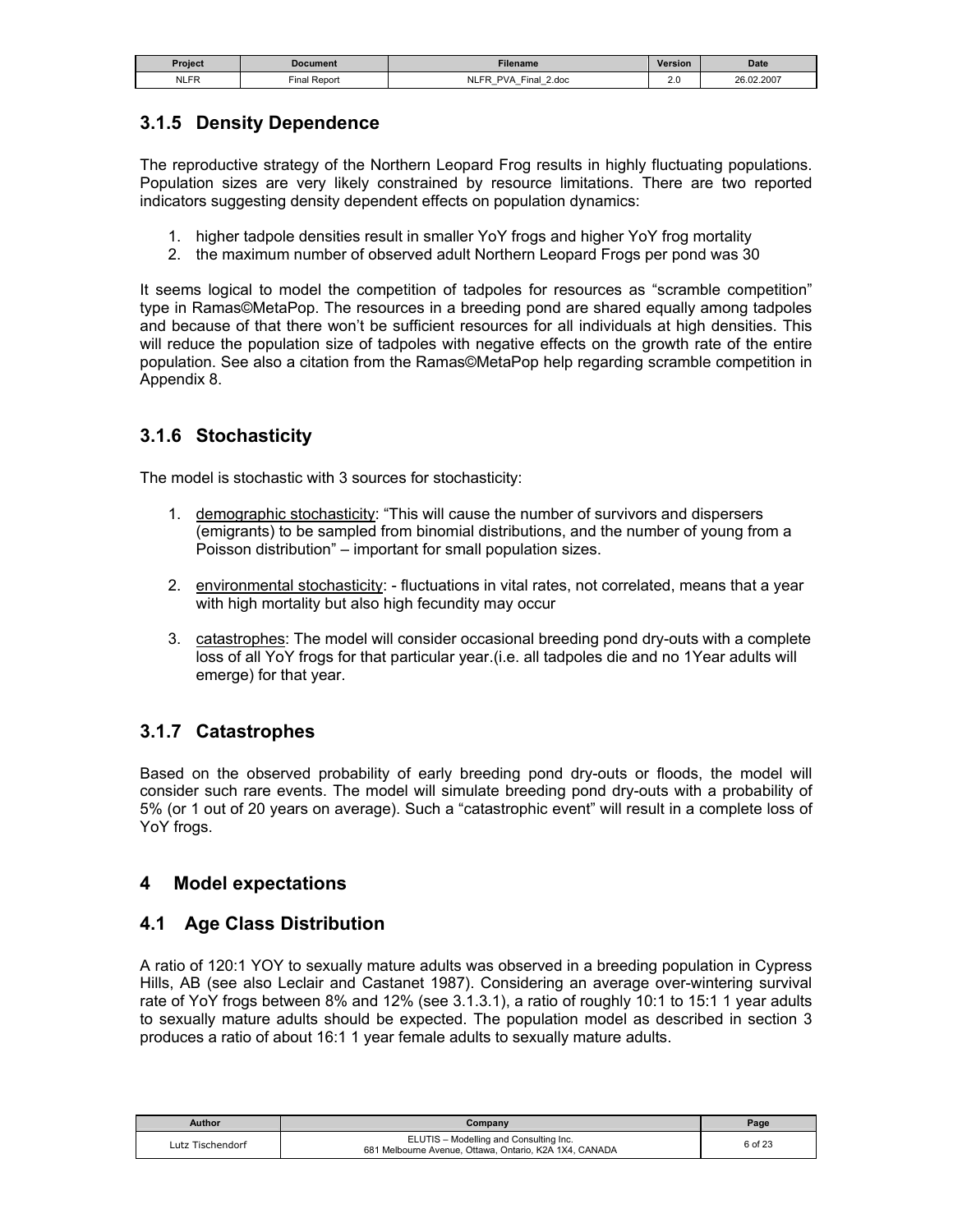### 3.1.5 Density Dependence

The reproductive strategy of the Northern Leopard Frog results in highly fluctuating populations. Population sizes are very likely constrained by resource limitations. There are two reported indicators suggesting density dependent effects on population dynamics:

1. higher tadpole densities result in smaller YoY frogs and higher YoY frog mortality
2. the maximum number of observed adult Northern Leopard Frogs per pond was 30

It seems logical to model the competition of tadpoles for resources as "scramble competition" type in Ramas©MetaPop. The resources in a breeding pond are shared equally among tadpoles and because of that there won't be sufficient resources for all individuals at high densities. This will reduce the population size of tadpoles with negative effects on the growth rate of the entire population. See also a citation from the Ramas©MetaPop help regarding scramble competition in Appendix 8.

### 3.1.6 Stochasticity

The model is stochastic with 3 sources for stochasticity:

1. demographic stochasticity: "This will cause the number of survivors and dispersers (emigrants) to be sampled from binomial distributions, and the number of young from a Poisson distribution" – important for small population sizes.

2. environmental stochasticity: - fluctuations in vital rates, not correlated, means that a year with high mortality but also high fecundity may occur

3. catastrophes: The model will consider occasional breeding pond dry-outs with a complete loss of all YoY frogs for that particular year.(i.e. all tadpoles die and no 1Year adults will emerge) for that year.

### 3.1.7 Catastrophes

Based on the observed probability of early breeding pond dry-outs or floods, the model will consider such rare events. The model will simulate breeding pond dry-outs with a probability of 5% (or 1 out of 20 years on average). Such a "catastrophic event" will result in a complete loss of YoY frogs.

## 4 Model expectations

## 4.1 Age Class Distribution

A ratio of 120:1 YOY to sexually mature adults was observed in a breeding population in Cypress Hills, AB (see also Leclair and Castanet 1987). Considering an average over-wintering survival rate of YoY frogs between 8% and 12% (see 3.1.3.1), a ratio of roughly 10:1 to 15:1 1 year adults to sexually mature adults should be expected. The population model as described in section 3 produces a ratio of about 16:1 1 year female adults to sexually mature adults.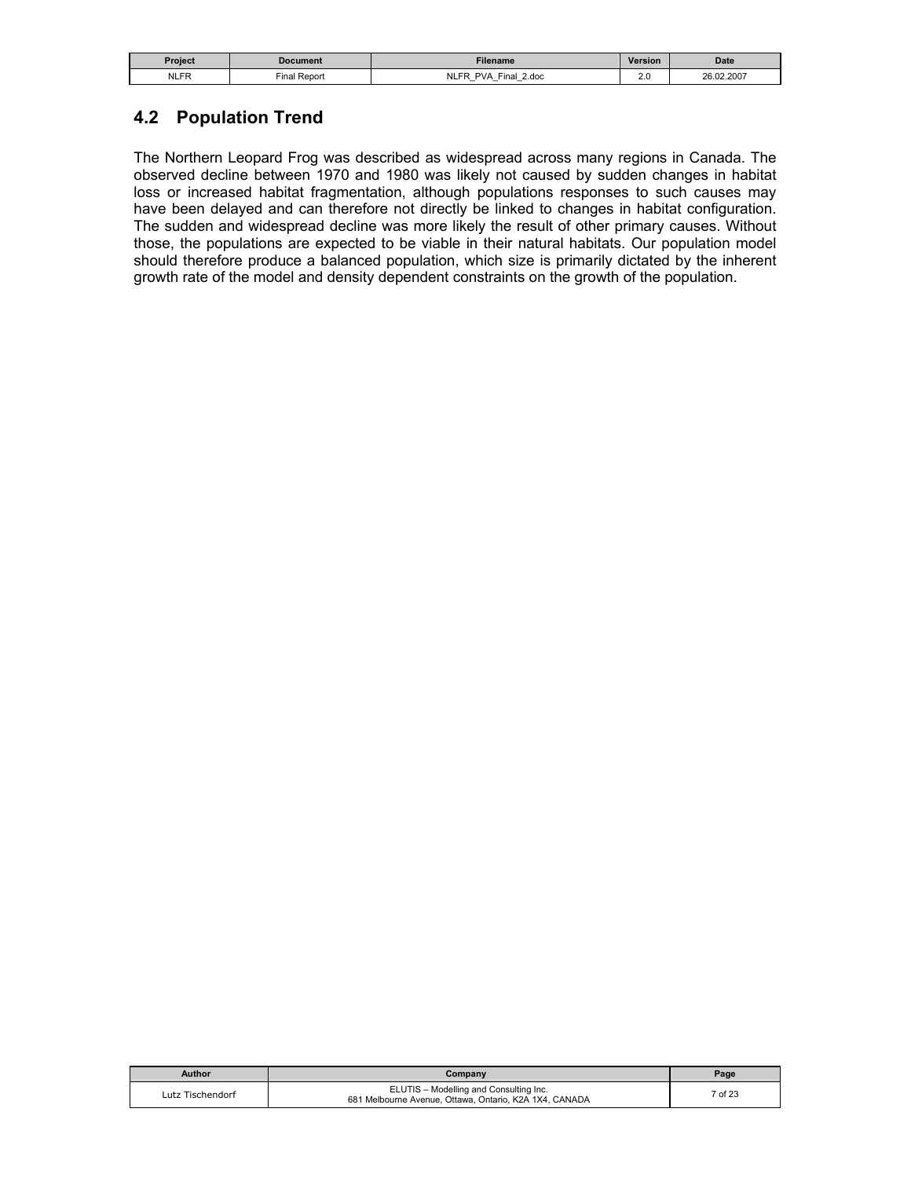## 4.2 Population Trend

The Northern Leopard Frog was described as widespread across many regions in Canada. The observed decline between 1970 and 1980 was likely not caused by sudden changes in habitat loss or increased habitat fragmentation, although populations responses to such causes may have been delayed and can therefore not directly be linked to changes in habitat configuration. The sudden and widespread decline was more likely the result of other primary causes. Without those, the populations are expected to be viable in their natural habitats. Our population model should therefore produce a balanced population, which size is primarily dictated by the inherent growth rate of the model and density dependent constraints on the growth of the population.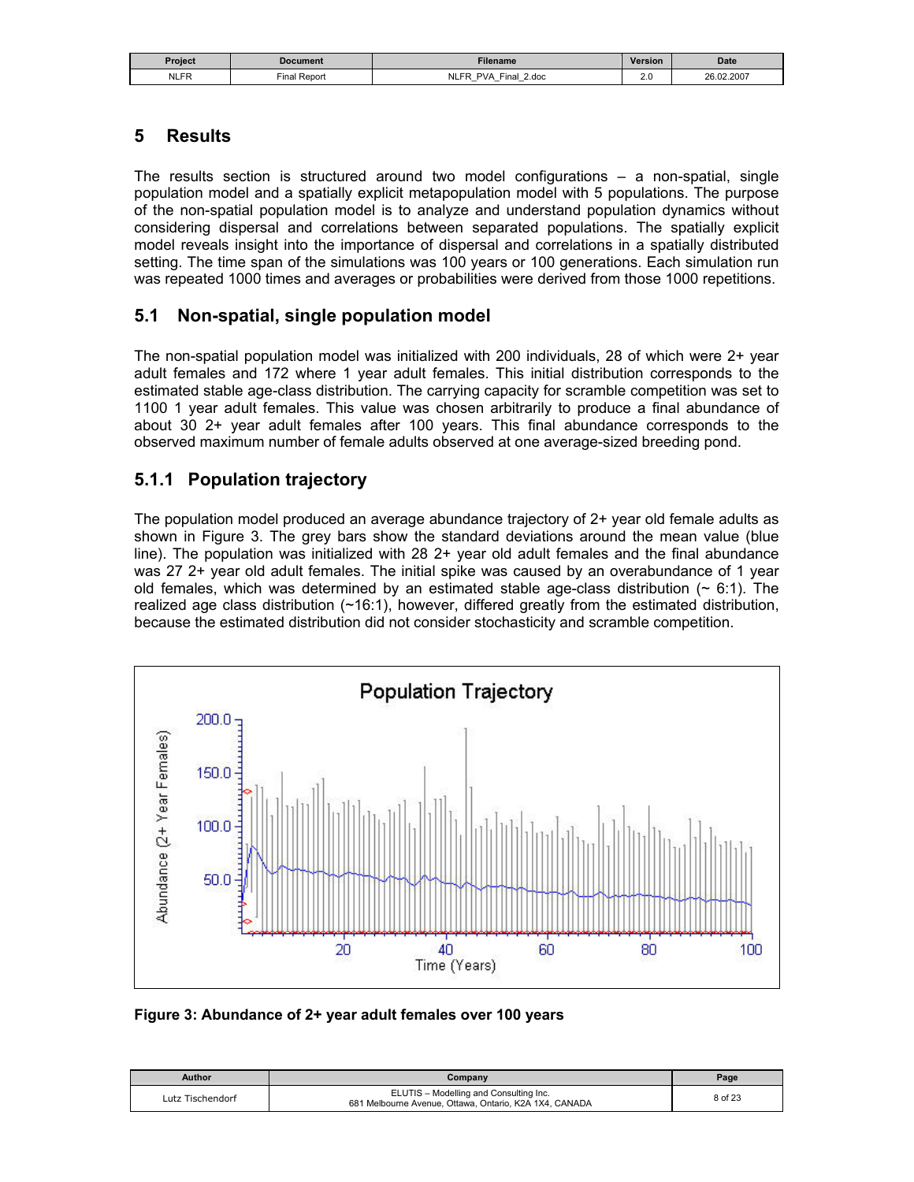## 5 Results

The results section is structured around two model configurations – a non-spatial, single population model and a spatially explicit metapopulation model with 5 populations. The purpose of the non-spatial population model is to analyze and understand population dynamics without considering dispersal and correlations between separated populations. The spatially explicit model reveals insight into the importance of dispersal and correlations in a spatially distributed setting. The time span of the simulations was 100 years or 100 generations. Each simulation run was repeated 1000 times and averages or probabilities were derived from those 1000 repetitions.

### 5.1 Non-spatial, single population model

The non-spatial population model was initialized with 200 individuals, 28 of which were 2+ year adult females and 172 where 1 year adult females. This initial distribution corresponds to the estimated stable age-class distribution. The carrying capacity for scramble competition was set to 1100 1 year adult females. This value was chosen arbitrarily to produce a final abundance of about 30 2+ year adult females after 100 years. This final abundance corresponds to the observed maximum number of female adults observed at one average-sized breeding pond.

#### 5.1.1 Population trajectory

The population model produced an average abundance trajectory of 2+ year old female adults as shown in Figure 3. The grey bars show the standard deviations around the mean value (blue line). The population was initialized with 28 2+ year old adult females and the final abundance was 27 2+ year old adult females. The initial spike was caused by an overabundance of 1 year old females, which was determined by an estimated stable age-class distribution (~ 6:1). The realized age class distribution (~16:1), however, differed greatly from the estimated distribution, because the estimated distribution did not consider stochasticity and scramble competition.

**Figure 3: Abundance of 2+ year adult females over 100 years**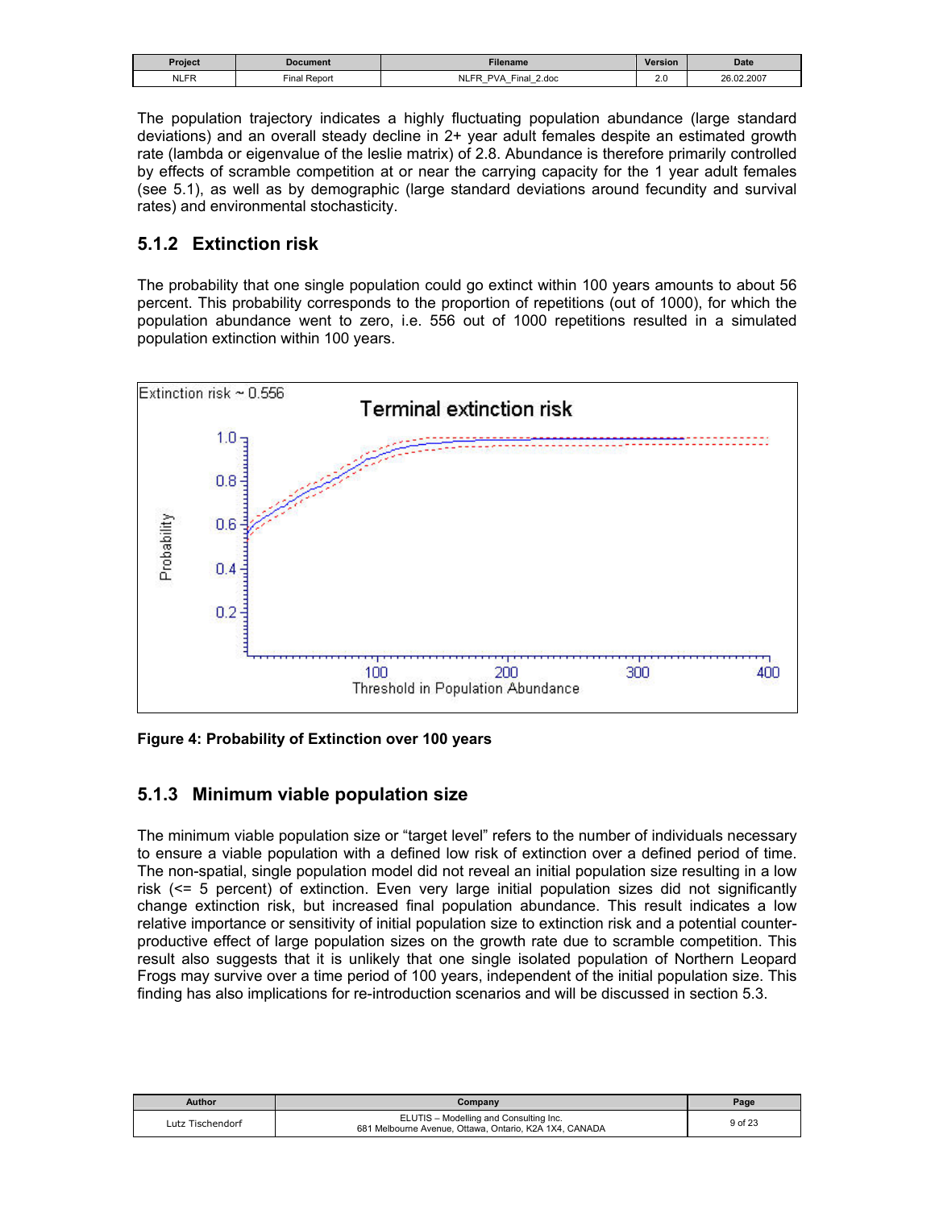The population trajectory indicates a highly fluctuating population abundance (large standard deviations) and an overall steady decline in 2+ year adult females despite an estimated growth rate (lambda or eigenvalue of the leslie matrix) of 2.8. Abundance is therefore primarily controlled by effects of scramble competition at or near the carrying capacity for the 1 year adult females (see 5.1), as well as by demographic (large standard deviations around fecundity and survival rates) and environmental stochasticity.

### 5.1.2 Extinction risk

The probability that one single population could go extinct within 100 years amounts to about 56 percent. This probability corresponds to the proportion of repetitions (out of 1000), for which the population abundance went to zero, i.e. 556 out of 1000 repetitions resulted in a simulated population extinction within 100 years.

**Figure 4: Probability of Extinction over 100 years**

### 5.1.3 Minimum viable population size

The minimum viable population size or "target level" refers to the number of individuals necessary to ensure a viable population with a defined low risk of extinction over a defined period of time. The non-spatial, single population model did not reveal an initial population size resulting in a low risk (<= 5 percent) of extinction. Even very large initial population sizes did not significantly change extinction risk, but increased final population abundance. This result indicates a low relative importance or sensitivity of initial population size to extinction risk and a potential counter-productive effect of large population sizes on the growth rate due to scramble competition. This result also suggests that it is unlikely that one single isolated population of Northern Leopard Frogs may survive over a time period of 100 years, independent of the initial population size. This finding has also implications for re-introduction scenarios and will be discussed in section 5.3.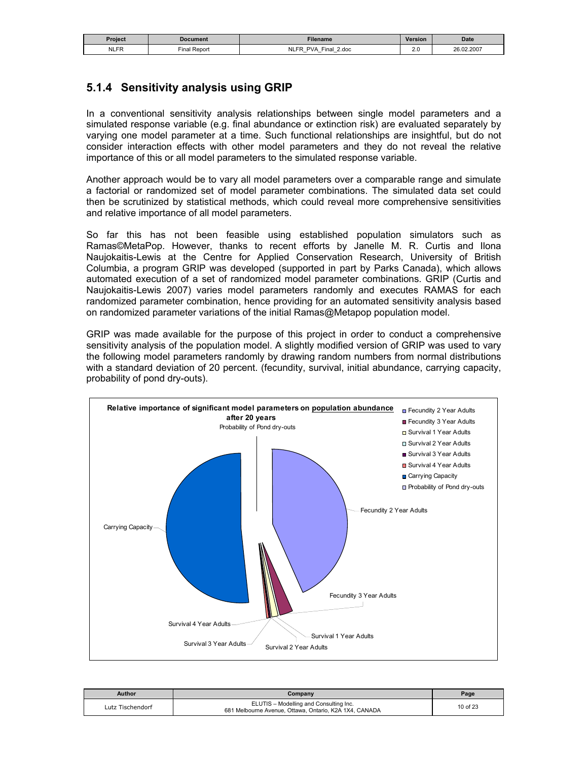### 5.1.4 Sensitivity analysis using GRIP

In a conventional sensitivity analysis relationships between single model parameters and a simulated response variable (e.g. final abundance or extinction risk) are evaluated separately by varying one model parameter at a time. Such functional relationships are insightful, but do not consider interaction effects with other model parameters and they do not reveal the relative importance of this or all model parameters to the simulated response variable.

Another approach would be to vary all model parameters over a comparable range and simulate a factorial or randomized set of model parameter combinations. The simulated data set could then be scrutinized by statistical methods, which could reveal more comprehensive sensitivities and relative importance of all model parameters.

So far this has not been feasible using established population simulators such as Ramas©MetaPop. However, thanks to recent efforts by Janelle M. R. Curtis and Ilona Naujokaitis-Lewis at the Centre for Applied Conservation Research, University of British Columbia, a program GRIP was developed (supported in part by Parks Canada), which allows automated execution of a set of randomized model parameter combinations. GRIP (Curtis and Naujokaitis-Lewis 2007) varies model parameters randomly and executes RAMAS for each randomized parameter combination, hence providing for an automated sensitivity analysis based on randomized parameter variations of the initial Ramas@Metapop population model.

GRIP was made available for the purpose of this project in order to conduct a comprehensive sensitivity analysis of the population model. A slightly modified version of GRIP was used to vary the following model parameters randomly by drawing random numbers from normal distributions with a standard deviation of 20 percent. (fecundity, survival, initial abundance, carrying capacity, probability of pond dry-outs).

**Relative importance of significant model parameters on population abundance after 20 years**

Legend: Fecundity 2 Year Adults; Fecundity 3 Year Adults; Survival 1 Year Adults; Survival 2 Year Adults; Survival 3 Year Adults; Survival 4 Year Adults; Carrying Capacity; Probability of Pond dry-outs

Slice labels: Probability of Pond dry-outs; Fecundity 2 Year Adults; Fecundity 3 Year Adults; Survival 1 Year Adults; Survival 2 Year Adults; Survival 3 Year Adults; Survival 4 Year Adults; Carrying Capacity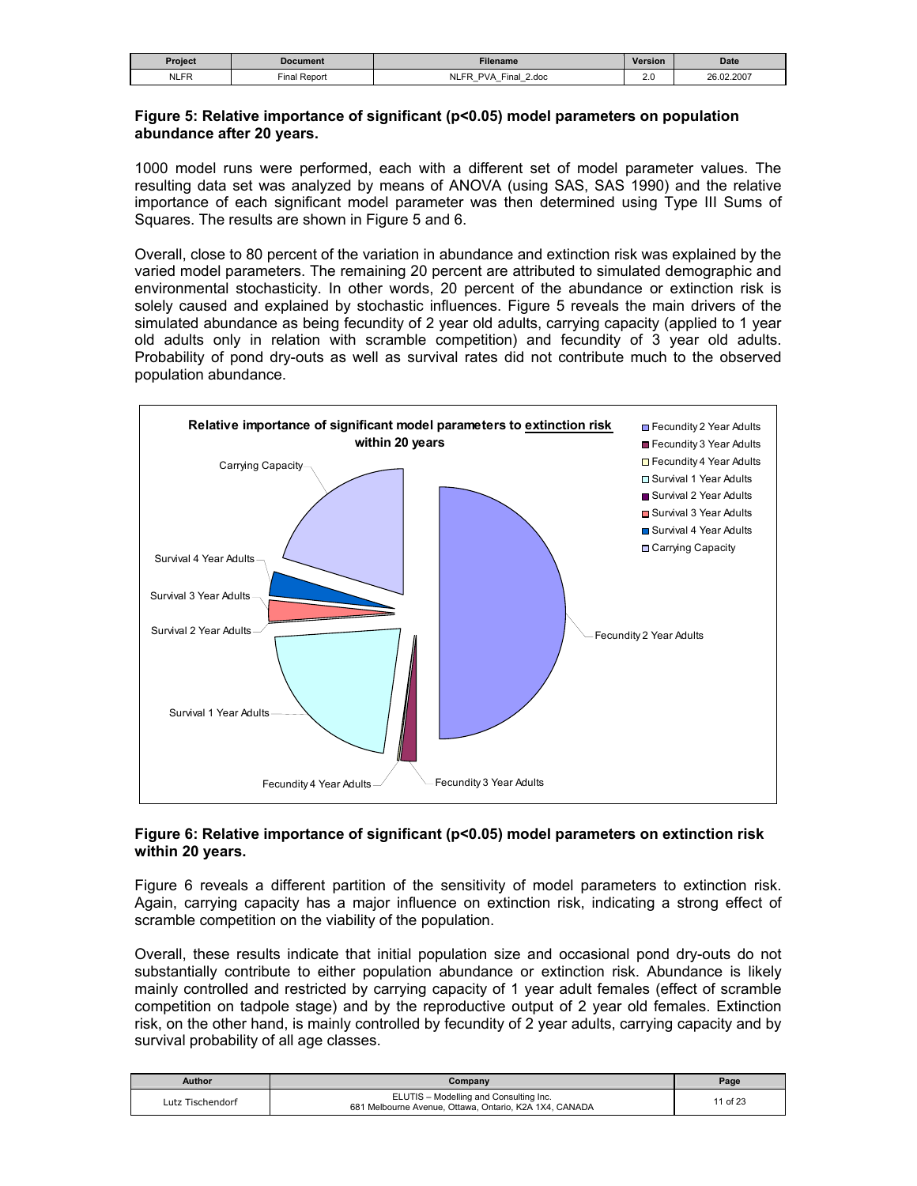**Figure 5: Relative importance of significant (p<0.05) model parameters on population abundance after 20 years.**

1000 model runs were performed, each with a different set of model parameter values. The resulting data set was analyzed by means of ANOVA (using SAS, SAS 1990) and the relative importance of each significant model parameter was then determined using Type III Sums of Squares. The results are shown in Figure 5 and 6.

Overall, close to 80 percent of the variation in abundance and extinction risk was explained by the varied model parameters. The remaining 20 percent are attributed to simulated demographic and environmental stochasticity. In other words, 20 percent of the abundance or extinction risk is solely caused and explained by stochastic influences. Figure 5 reveals the main drivers of the simulated abundance as being fecundity of 2 year old adults, carrying capacity (applied to 1 year old adults only in relation with scramble competition) and fecundity of 3 year old adults. Probability of pond dry-outs as well as survival rates did not contribute much to the observed population abundance.

Relative importance of significant model parameters to extinction risk within 20 years

**Figure 6: Relative importance of significant (p<0.05) model parameters on extinction risk within 20 years.**

Figure 6 reveals a different partition of the sensitivity of model parameters to extinction risk. Again, carrying capacity has a major influence on extinction risk, indicating a strong effect of scramble competition on the viability of the population.

Overall, these results indicate that initial population size and occasional pond dry-outs do not substantially contribute to either population abundance or extinction risk. Abundance is likely mainly controlled and restricted by carrying capacity of 1 year adult females (effect of scramble competition on tadpole stage) and by the reproductive output of 2 year old females. Extinction risk, on the other hand, is mainly controlled by fecundity of 2 year adults, carrying capacity and by survival probability of all age classes.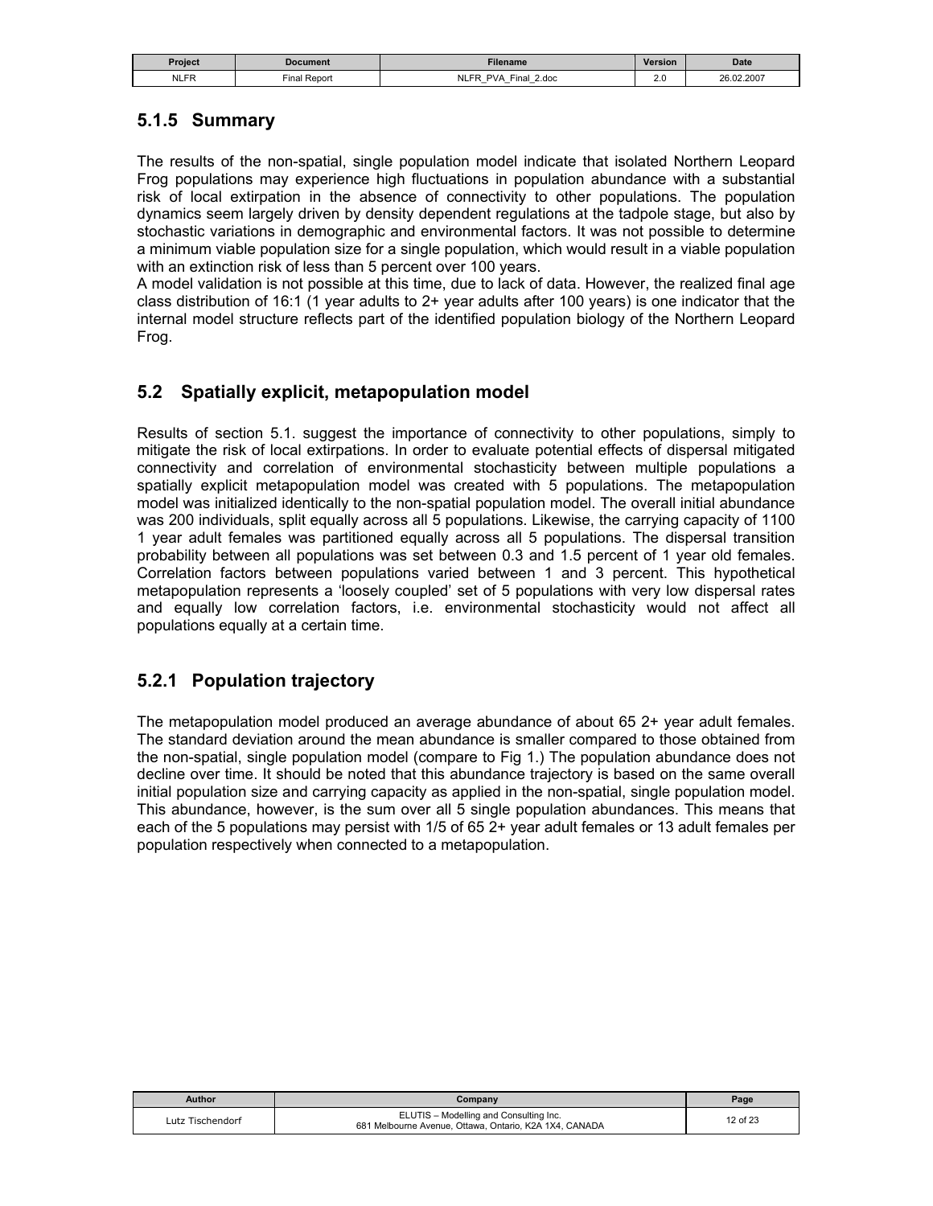### 5.1.5 Summary

The results of the non-spatial, single population model indicate that isolated Northern Leopard Frog populations may experience high fluctuations in population abundance with a substantial risk of local extirpation in the absence of connectivity to other populations. The population dynamics seem largely driven by density dependent regulations at the tadpole stage, but also by stochastic variations in demographic and environmental factors. It was not possible to determine a minimum viable population size for a single population, which would result in a viable population with an extinction risk of less than 5 percent over 100 years.

A model validation is not possible at this time, due to lack of data. However, the realized final age class distribution of 16:1 (1 year adults to 2+ year adults after 100 years) is one indicator that the internal model structure reflects part of the identified population biology of the Northern Leopard Frog.

## 5.2 Spatially explicit, metapopulation model

Results of section 5.1. suggest the importance of connectivity to other populations, simply to mitigate the risk of local extirpations. In order to evaluate potential effects of dispersal mitigated connectivity and correlation of environmental stochasticity between multiple populations a spatially explicit metapopulation model was created with 5 populations. The metapopulation model was initialized identically to the non-spatial population model. The overall initial abundance was 200 individuals, split equally across all 5 populations. Likewise, the carrying capacity of 1100 1 year adult females was partitioned equally across all 5 populations. The dispersal transition probability between all populations was set between 0.3 and 1.5 percent of 1 year old females. Correlation factors between populations varied between 1 and 3 percent. This hypothetical metapopulation represents a 'loosely coupled' set of 5 populations with very low dispersal rates and equally low correlation factors, i.e. environmental stochasticity would not affect all populations equally at a certain time.

### 5.2.1 Population trajectory

The metapopulation model produced an average abundance of about 65 2+ year adult females. The standard deviation around the mean abundance is smaller compared to those obtained from the non-spatial, single population model (compare to Fig 1.) The population abundance does not decline over time. It should be noted that this abundance trajectory is based on the same overall initial population size and carrying capacity as applied in the non-spatial, single population model. This abundance, however, is the sum over all 5 single population abundances. This means that each of the 5 populations may persist with 1/5 of 65 2+ year adult females or 13 adult females per population respectively when connected to a metapopulation.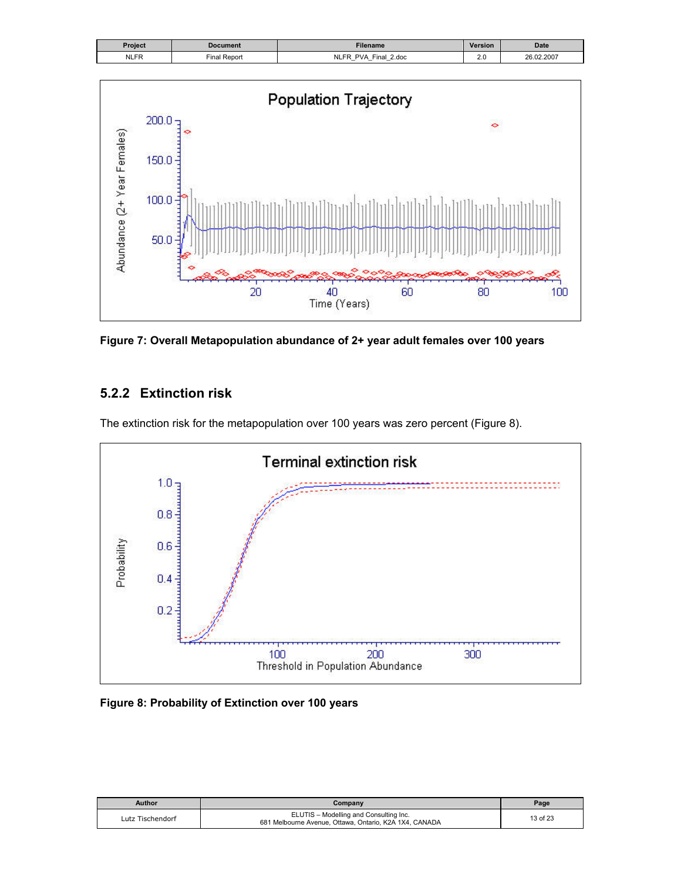Figure 7: Overall Metapopulation abundance of 2+ year adult females over 100 years

### 5.2.2 Extinction risk

The extinction risk for the metapopulation over 100 years was zero percent (Figure 8).

Figure 8: Probability of Extinction over 100 years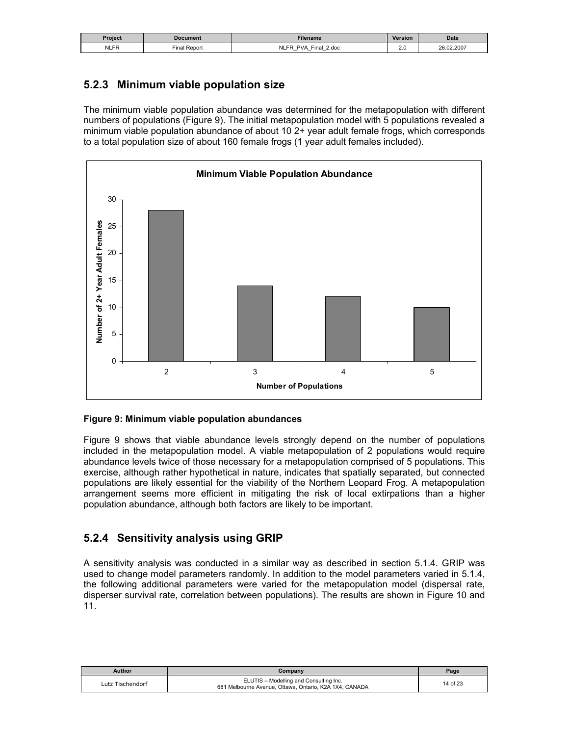### 5.2.3 Minimum viable population size

The minimum viable population abundance was determined for the metapopulation with different numbers of populations (Figure 9). The initial metapopulation model with 5 populations revealed a minimum viable population abundance of about 10 2+ year adult female frogs, which corresponds to a total population size of about 160 female frogs (1 year adult females included).

**Figure 9: Minimum viable population abundances**

Figure 9 shows that viable abundance levels strongly depend on the number of populations included in the metapopulation model. A viable metapopulation of 2 populations would require abundance levels twice of those necessary for a metapopulation comprised of 5 populations. This exercise, although rather hypothetical in nature, indicates that spatially separated, but connected populations are likely essential for the viability of the Northern Leopard Frog. A metapopulation arrangement seems more efficient in mitigating the risk of local extirpations than a higher population abundance, although both factors are likely to be important.

### 5.2.4 Sensitivity analysis using GRIP

A sensitivity analysis was conducted in a similar way as described in section 5.1.4. GRIP was used to change model parameters randomly. In addition to the model parameters varied in 5.1.4, the following additional parameters were varied for the metapopulation model (dispersal rate, disperser survival rate, correlation between populations). The results are shown in Figure 10 and 11.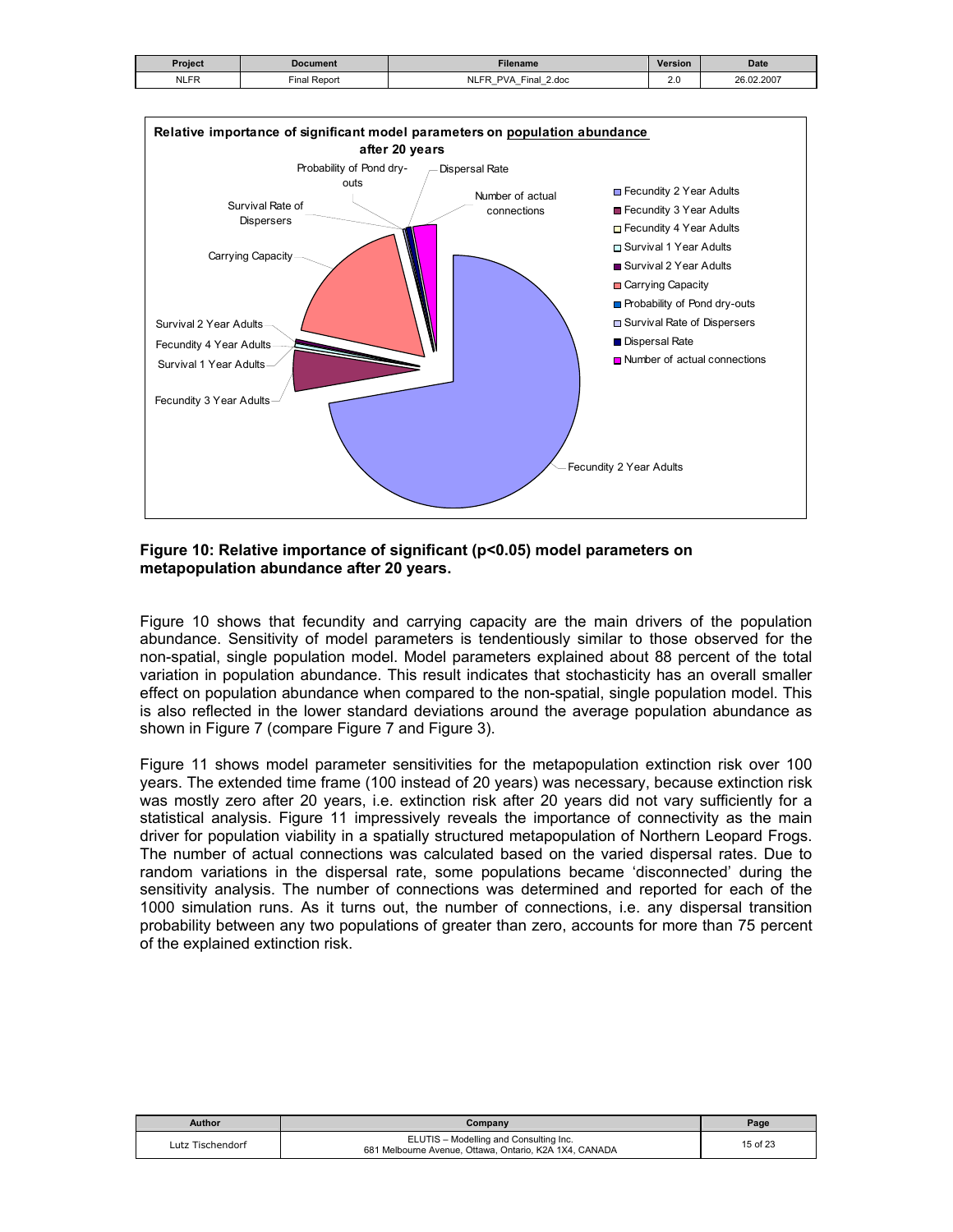**Figure 10: Relative importance of significant ($p<0.05$) model parameters on metapopulation abundance after 20 years.**

Figure 10 shows that fecundity and carrying capacity are the main drivers of the population abundance. Sensitivity of model parameters is tendentiously similar to those observed for the non-spatial, single population model. Model parameters explained about 88 percent of the total variation in population abundance. This result indicates that stochasticity has an overall smaller effect on population abundance when compared to the non-spatial, single population model. This is also reflected in the lower standard deviations around the average population abundance as shown in Figure 7 (compare Figure 7 and Figure 3).

Figure 11 shows model parameter sensitivities for the metapopulation extinction risk over 100 years. The extended time frame (100 instead of 20 years) was necessary, because extinction risk was mostly zero after 20 years, i.e. extinction risk after 20 years did not vary sufficiently for a statistical analysis. Figure 11 impressively reveals the importance of connectivity as the main driver for population viability in a spatially structured metapopulation of Northern Leopard Frogs. The number of actual connections was calculated based on the varied dispersal rates. Due to random variations in the dispersal rate, some populations became 'disconnected' during the sensitivity analysis. The number of connections was determined and reported for each of the 1000 simulation runs. As it turns out, the number of connections, i.e. any dispersal transition probability between any two populations of greater than zero, accounts for more than 75 percent of the explained extinction risk.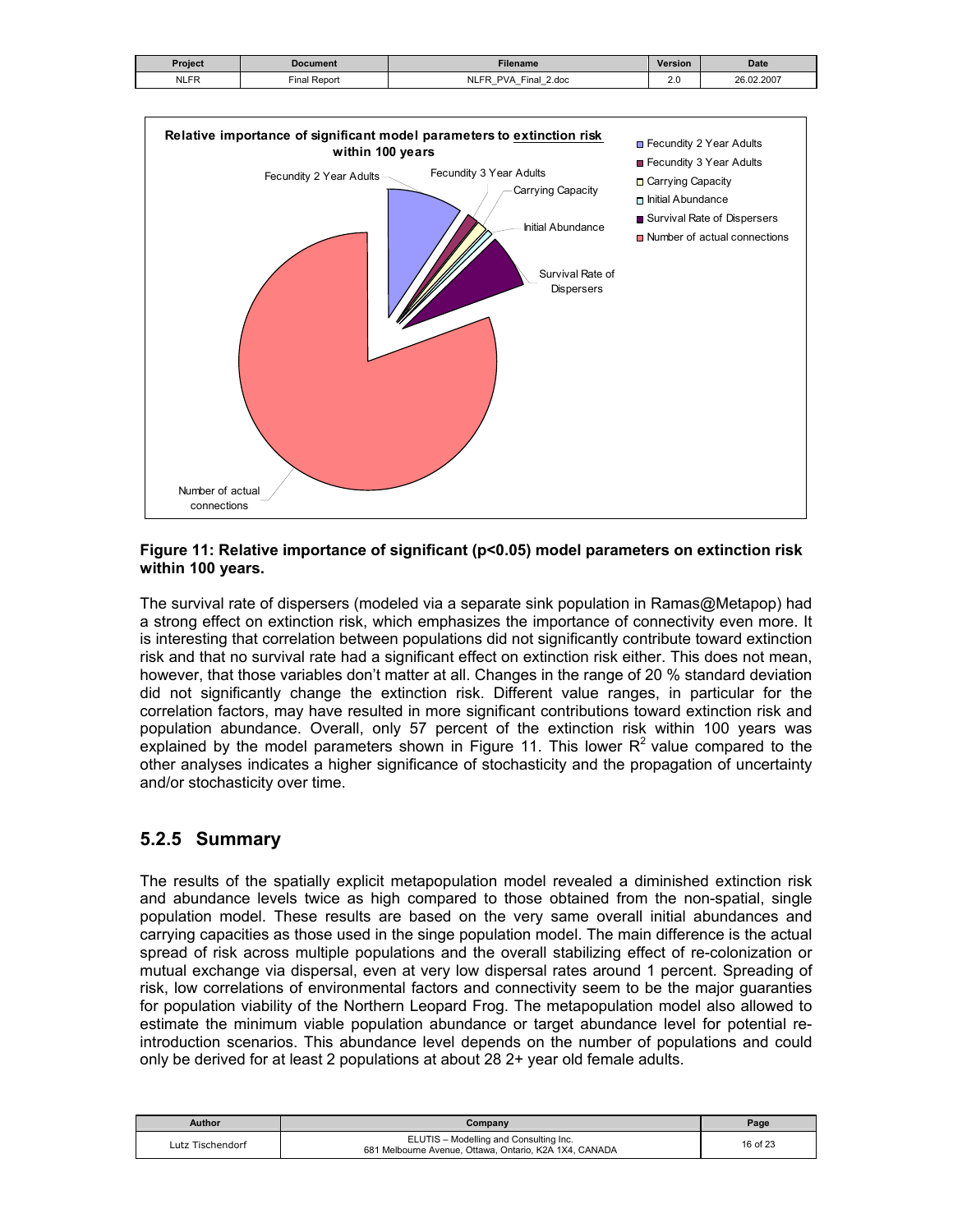**Figure 11: Relative importance of significant ($p<0.05$) model parameters on extinction risk within 100 years.**

The survival rate of dispersers (modeled via a separate sink population in Ramas@Metapop) had a strong effect on extinction risk, which emphasizes the importance of connectivity even more. It is interesting that correlation between populations did not significantly contribute toward extinction risk and that no survival rate had a significant effect on extinction risk either. This does not mean, however, that those variables don't matter at all. Changes in the range of 20 % standard deviation did not significantly change the extinction risk. Different value ranges, in particular for the correlation factors, may have resulted in more significant contributions toward extinction risk and population abundance. Overall, only 57 percent of the extinction risk within 100 years was explained by the model parameters shown in Figure 11. This lower $R^2$ value compared to the other analyses indicates a higher significance of stochasticity and the propagation of uncertainty and/or stochasticity over time.

### 5.2.5 Summary

The results of the spatially explicit metapopulation model revealed a diminished extinction risk and abundance levels twice as high compared to those obtained from the non-spatial, single population model. These results are based on the very same overall initial abundances and carrying capacities as those used in the singe population model. The main difference is the actual spread of risk across multiple populations and the overall stabilizing effect of re-colonization or mutual exchange via dispersal, even at very low dispersal rates around 1 percent. Spreading of risk, low correlations of environmental factors and connectivity seem to be the major guaranties for population viability of the Northern Leopard Frog. The metapopulation model also allowed to estimate the minimum viable population abundance or target abundance level for potential re-introduction scenarios. This abundance level depends on the number of populations and could only be derived for at least 2 populations at about 28 2+ year old female adults.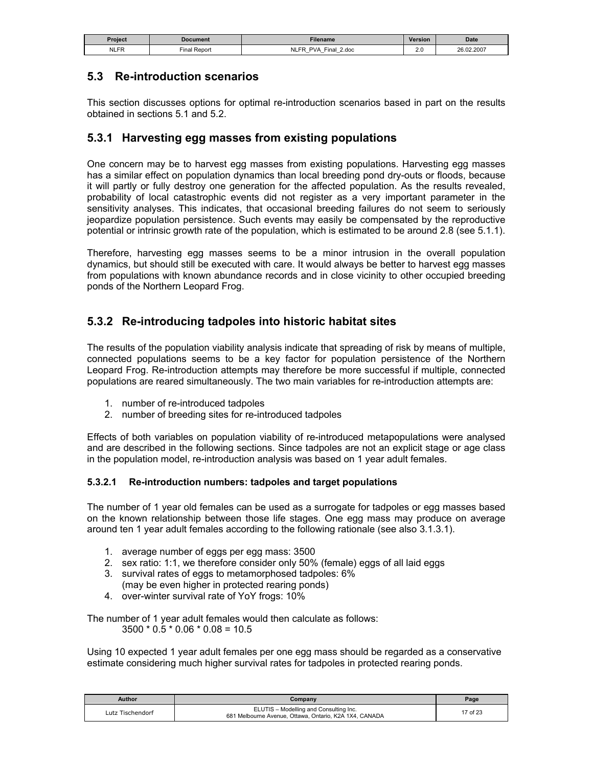## 5.3 Re-introduction scenarios

This section discusses options for optimal re-introduction scenarios based in part on the results obtained in sections 5.1 and 5.2.

### 5.3.1 Harvesting egg masses from existing populations

One concern may be to harvest egg masses from existing populations. Harvesting egg masses has a similar effect on population dynamics than local breeding pond dry-outs or floods, because it will partly or fully destroy one generation for the affected population. As the results revealed, probability of local catastrophic events did not register as a very important parameter in the sensitivity analyses. This indicates, that occasional breeding failures do not seem to seriously jeopardize population persistence. Such events may easily be compensated by the reproductive potential or intrinsic growth rate of the population, which is estimated to be around 2.8 (see 5.1.1).

Therefore, harvesting egg masses seems to be a minor intrusion in the overall population dynamics, but should still be executed with care. It would always be better to harvest egg masses from populations with known abundance records and in close vicinity to other occupied breeding ponds of the Northern Leopard Frog.

### 5.3.2 Re-introducing tadpoles into historic habitat sites

The results of the population viability analysis indicate that spreading of risk by means of multiple, connected populations seems to be a key factor for population persistence of the Northern Leopard Frog. Re-introduction attempts may therefore be more successful if multiple, connected populations are reared simultaneously. The two main variables for re-introduction attempts are:

1. number of re-introduced tadpoles
2. number of breeding sites for re-introduced tadpoles

Effects of both variables on population viability of re-introduced metapopulations were analysed and are described in the following sections. Since tadpoles are not an explicit stage or age class in the population model, re-introduction analysis was based on 1 year adult females.

#### 5.3.2.1 Re-introduction numbers: tadpoles and target populations

The number of 1 year old females can be used as a surrogate for tadpoles or egg masses based on the known relationship between those life stages. One egg mass may produce on average around ten 1 year adult females according to the following rationale (see also 3.1.3.1).

1. average number of eggs per egg mass: 3500
2. sex ratio: 1:1, we therefore consider only 50% (female) eggs of all laid eggs
3. survival rates of eggs to metamorphosed tadpoles: 6% (may be even higher in protected rearing ponds)
4. over-winter survival rate of YoY frogs: 10%

The number of 1 year adult females would then calculate as follows:

$$3500 * 0.5 * 0.06 * 0.08 = 10.5$$

Using 10 expected 1 year adult females per one egg mass should be regarded as a conservative estimate considering much higher survival rates for tadpoles in protected rearing ponds.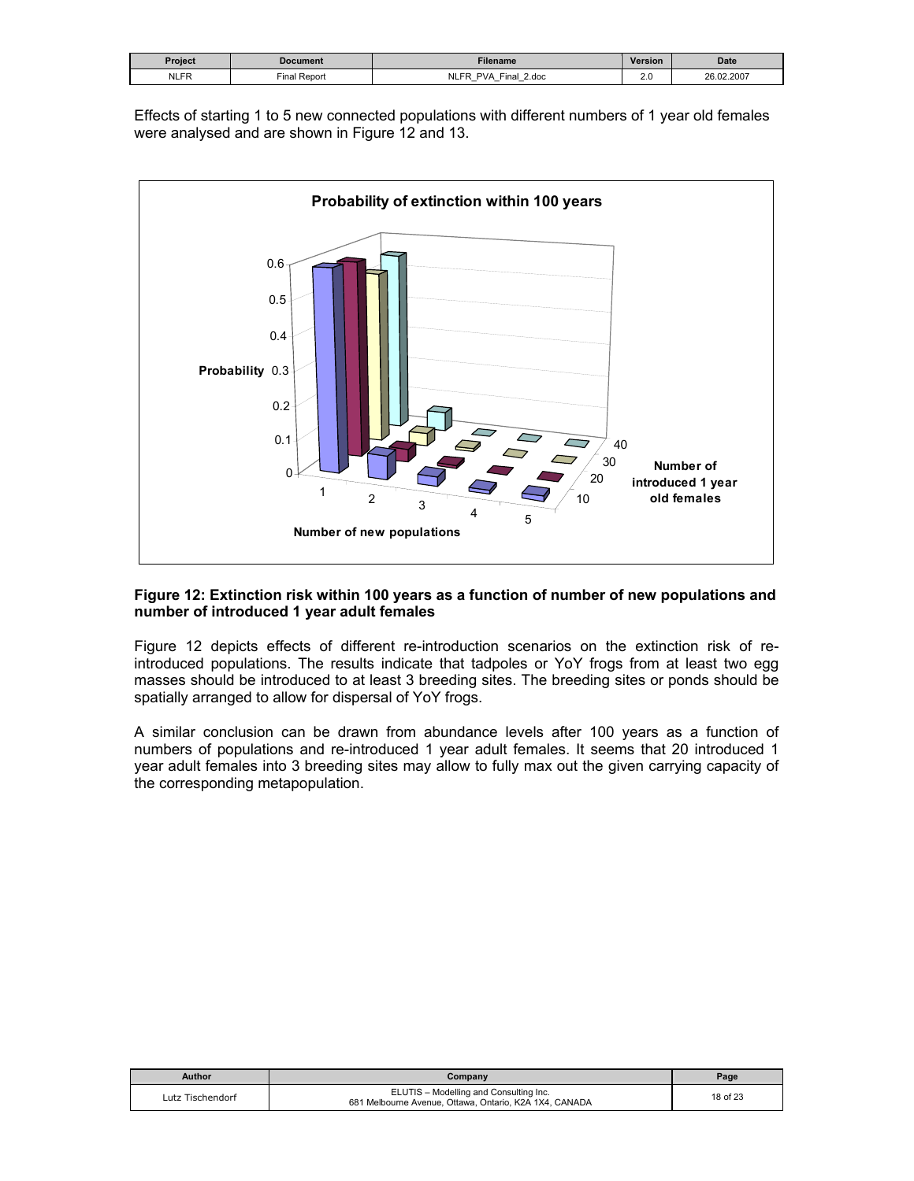Effects of starting 1 to 5 new connected populations with different numbers of 1 year old females were analysed and are shown in Figure 12 and 13.

**Figure 12: Extinction risk within 100 years as a function of number of new populations and number of introduced 1 year adult females**

Figure 12 depicts effects of different re-introduction scenarios on the extinction risk of re-introduced populations. The results indicate that tadpoles or YoY frogs from at least two egg masses should be introduced to at least 3 breeding sites. The breeding sites or ponds should be spatially arranged to allow for dispersal of YoY frogs.

A similar conclusion can be drawn from abundance levels after 100 years as a function of numbers of populations and re-introduced 1 year adult females. It seems that 20 introduced 1 year adult females into 3 breeding sites may allow to fully max out the given carrying capacity of the corresponding metapopulation.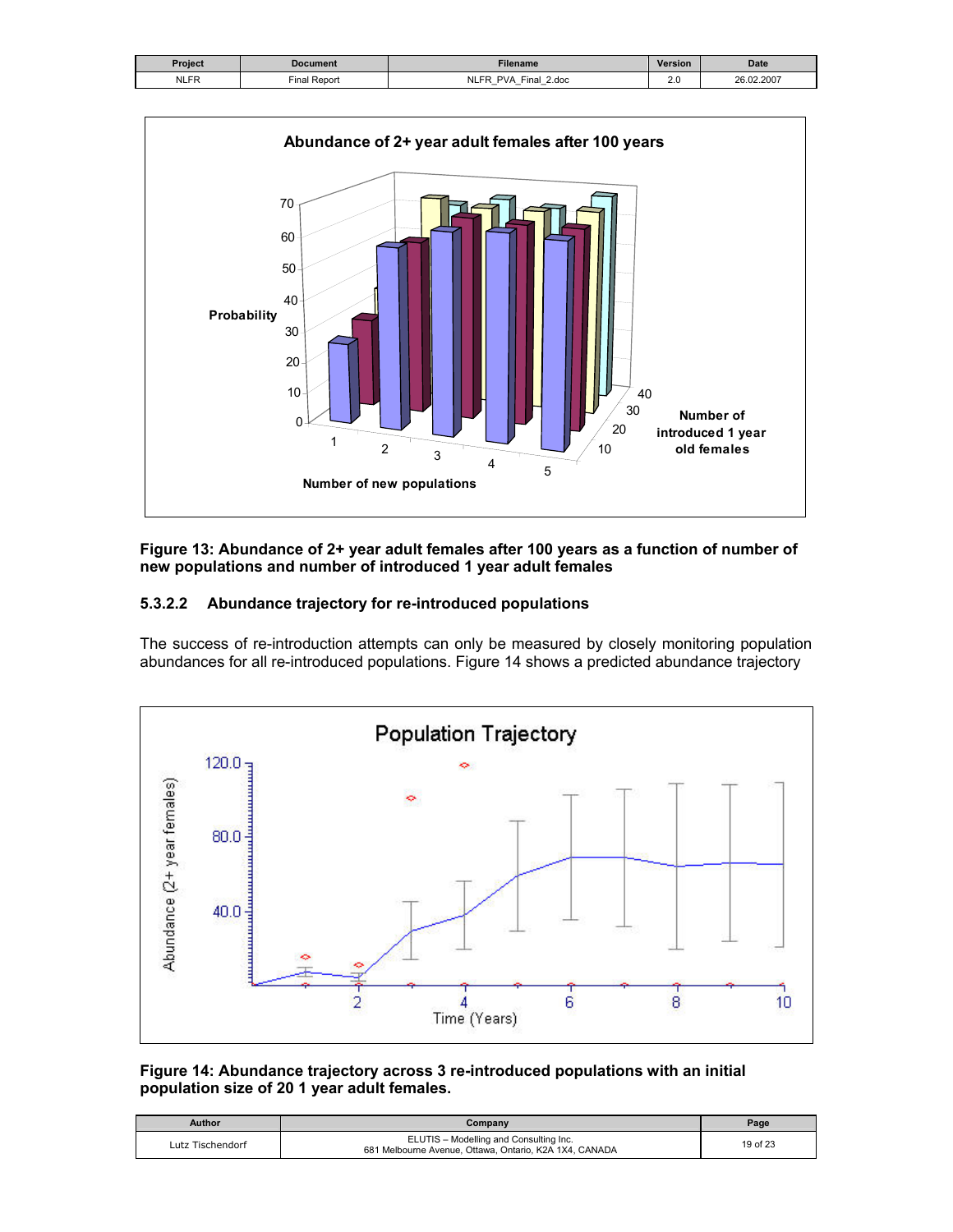**Figure 13: Abundance of 2+ year adult females after 100 years as a function of number of new populations and number of introduced 1 year adult females**

#### 5.3.2.2 Abundance trajectory for re-introduced populations

The success of re-introduction attempts can only be measured by closely monitoring population abundances for all re-introduced populations. Figure 14 shows a predicted abundance trajectory

**Figure 14: Abundance trajectory across 3 re-introduced populations with an initial population size of 20 1 year adult females.**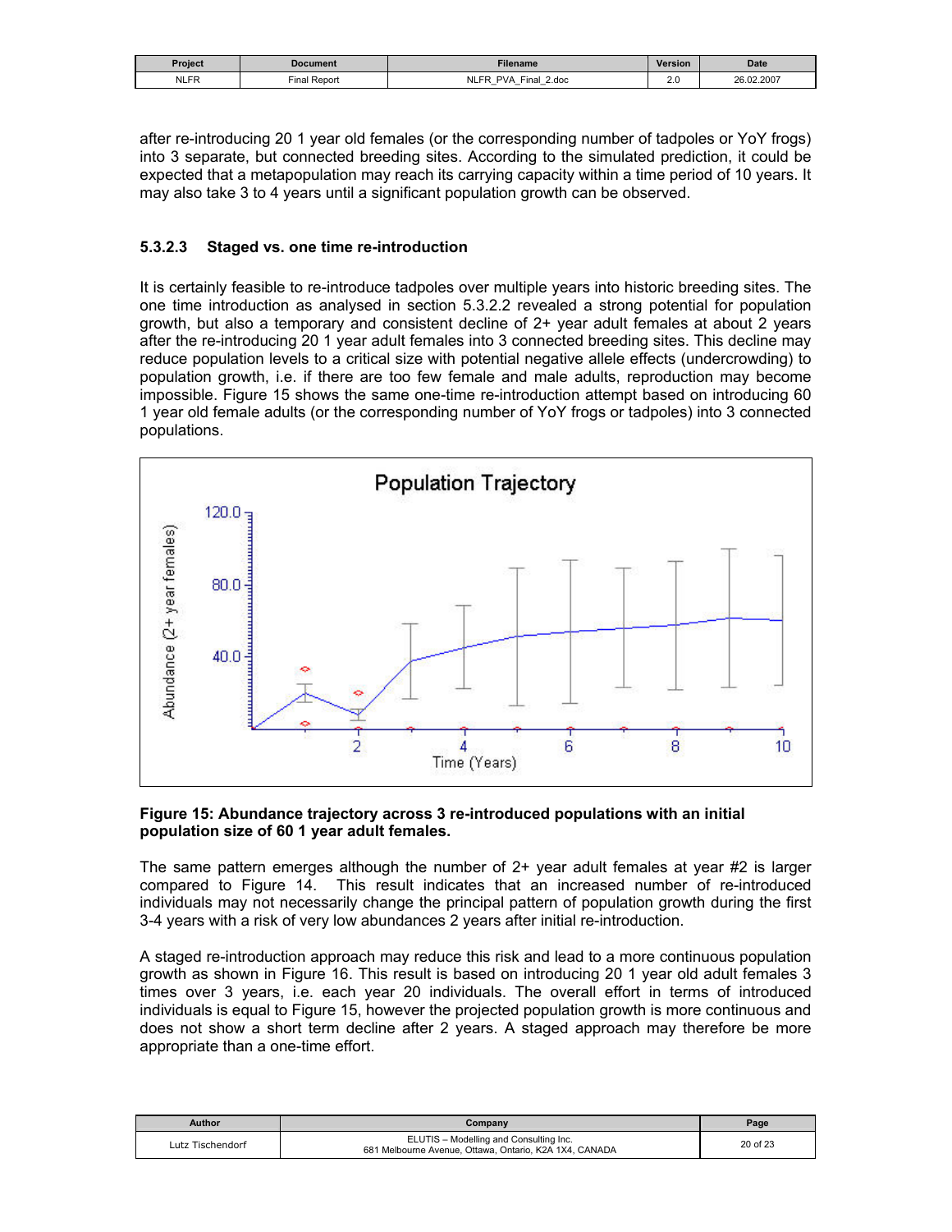after re-introducing 20 1 year old females (or the corresponding number of tadpoles or YoY frogs) into 3 separate, but connected breeding sites. According to the simulated prediction, it could be expected that a metapopulation may reach its carrying capacity within a time period of 10 years. It may also take 3 to 4 years until a significant population growth can be observed.

#### 5.3.2.3 Staged vs. one time re-introduction

It is certainly feasible to re-introduce tadpoles over multiple years into historic breeding sites. The one time introduction as analysed in section 5.3.2.2 revealed a strong potential for population growth, but also a temporary and consistent decline of 2+ year adult females at about 2 years after the re-introducing 20 1 year adult females into 3 connected breeding sites. This decline may reduce population levels to a critical size with potential negative allele effects (undercrowding) to population growth, i.e. if there are too few female and male adults, reproduction may become impossible. Figure 15 shows the same one-time re-introduction attempt based on introducing 60 1 year old female adults (or the corresponding number of YoY frogs or tadpoles) into 3 connected populations.

**Figure 15: Abundance trajectory across 3 re-introduced populations with an initial population size of 60 1 year adult females.**

The same pattern emerges although the number of 2+ year adult females at year #2 is larger compared to Figure 14. This result indicates that an increased number of re-introduced individuals may not necessarily change the principal pattern of population growth during the first 3-4 years with a risk of very low abundances 2 years after initial re-introduction.

A staged re-introduction approach may reduce this risk and lead to a more continuous population growth as shown in Figure 16. This result is based on introducing 20 1 year old adult females 3 times over 3 years, i.e. each year 20 individuals. The overall effort in terms of introduced individuals is equal to Figure 15, however the projected population growth is more continuous and does not show a short term decline after 2 years. A staged approach may therefore be more appropriate than a one-time effort.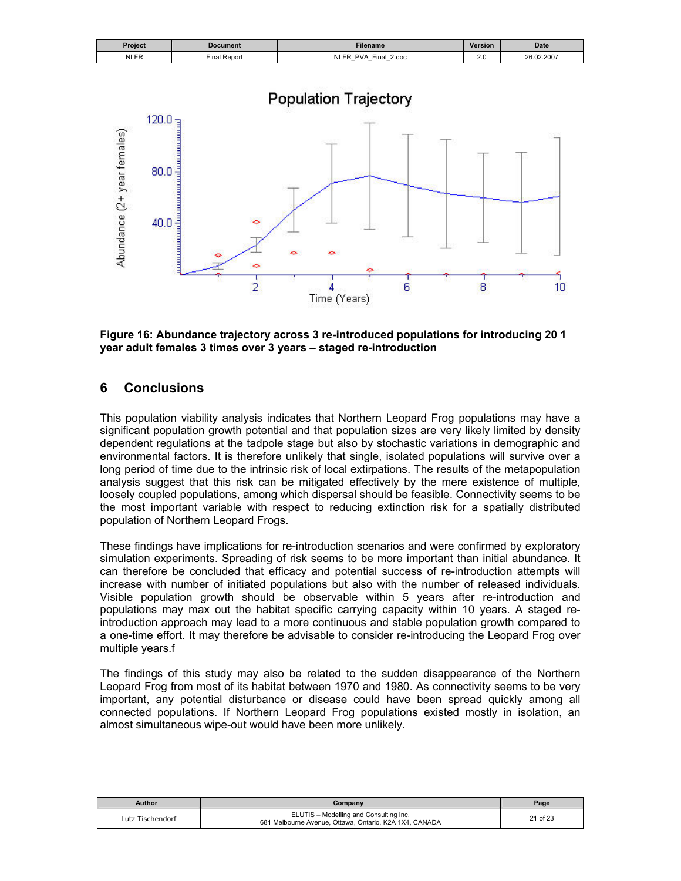**Figure 16: Abundance trajectory across 3 re-introduced populations for introducing 20 1 year adult females 3 times over 3 years – staged re-introduction**

# 6 Conclusions

This population viability analysis indicates that Northern Leopard Frog populations may have a significant population growth potential and that population sizes are very likely limited by density dependent regulations at the tadpole stage but also by stochastic variations in demographic and environmental factors. It is therefore unlikely that single, isolated populations will survive over a long period of time due to the intrinsic risk of local extirpations. The results of the metapopulation analysis suggest that this risk can be mitigated effectively by the mere existence of multiple, loosely coupled populations, among which dispersal should be feasible. Connectivity seems to be the most important variable with respect to reducing extinction risk for a spatially distributed population of Northern Leopard Frogs.

These findings have implications for re-introduction scenarios and were confirmed by exploratory simulation experiments. Spreading of risk seems to be more important than initial abundance. It can therefore be concluded that efficacy and potential success of re-introduction attempts will increase with number of initiated populations but also with the number of released individuals. Visible population growth should be observable within 5 years after re-introduction and populations may max out the habitat specific carrying capacity within 10 years. A staged re-introduction approach may lead to a more continuous and stable population growth compared to a one-time effort. It may therefore be advisable to consider re-introducing the Leopard Frog over multiple years.f

The findings of this study may also be related to the sudden disappearance of the Northern Leopard Frog from most of its habitat between 1970 and 1980. As connectivity seems to be very important, any potential disturbance or disease could have been spread quickly among all connected populations. If Northern Leopard Frog populations existed mostly in isolation, an almost simultaneous wipe-out would have been more unlikely.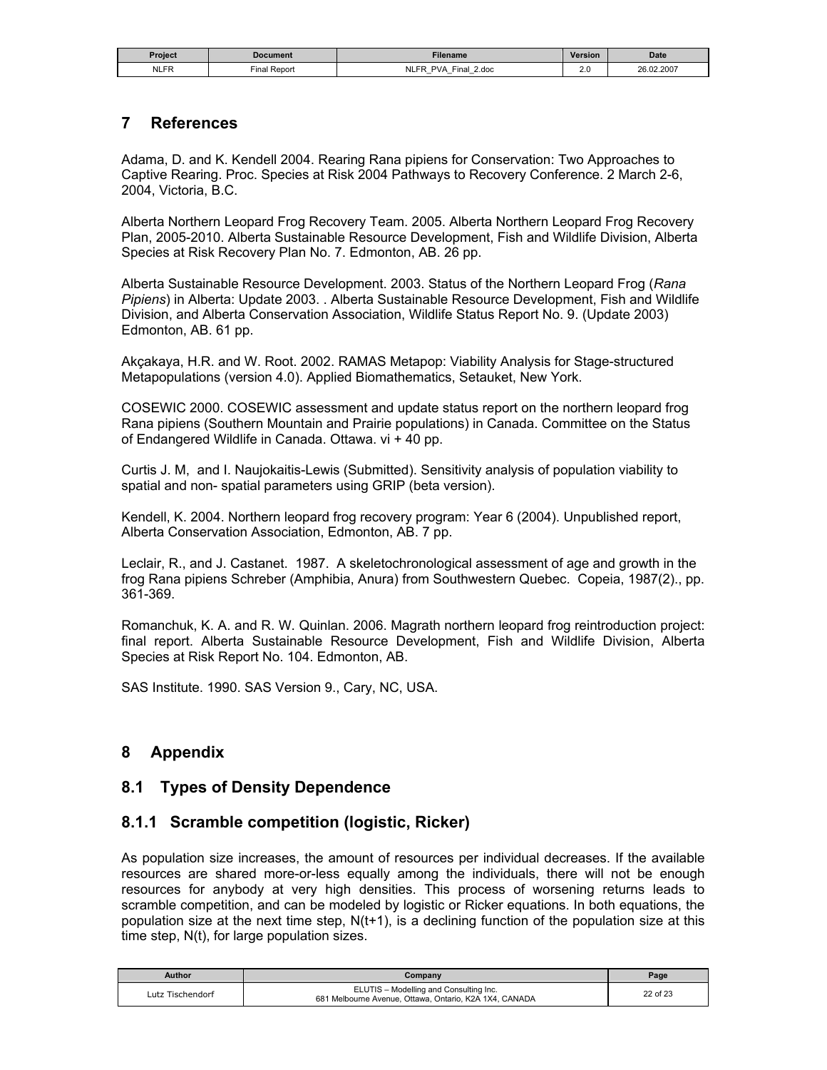# 7 References

Adama, D. and K. Kendell 2004. Rearing Rana pipiens for Conservation: Two Approaches to Captive Rearing. Proc. Species at Risk 2004 Pathways to Recovery Conference. 2 March 2-6, 2004, Victoria, B.C.

Alberta Northern Leopard Frog Recovery Team. 2005. Alberta Northern Leopard Frog Recovery Plan, 2005-2010. Alberta Sustainable Resource Development, Fish and Wildlife Division, Alberta Species at Risk Recovery Plan No. 7. Edmonton, AB. 26 pp.

Alberta Sustainable Resource Development. 2003. Status of the Northern Leopard Frog (*Rana Pipiens*) in Alberta: Update 2003. . Alberta Sustainable Resource Development, Fish and Wildlife Division, and Alberta Conservation Association, Wildlife Status Report No. 9. (Update 2003) Edmonton, AB. 61 pp.

Akçakaya, H.R. and W. Root. 2002. RAMAS Metapop: Viability Analysis for Stage-structured Metapopulations (version 4.0). Applied Biomathematics, Setauket, New York.

COSEWIC 2000. COSEWIC assessment and update status report on the northern leopard frog Rana pipiens (Southern Mountain and Prairie populations) in Canada. Committee on the Status of Endangered Wildlife in Canada. Ottawa. vi + 40 pp.

Curtis J. M, and I. Naujokaitis-Lewis (Submitted). Sensitivity analysis of population viability to spatial and non- spatial parameters using GRIP (beta version).

Kendell, K. 2004. Northern leopard frog recovery program: Year 6 (2004). Unpublished report, Alberta Conservation Association, Edmonton, AB. 7 pp.

Leclair, R., and J. Castanet. 1987. A skeletochronological assessment of age and growth in the frog Rana pipiens Schreber (Amphibia, Anura) from Southwestern Quebec. Copeia, 1987(2)., pp. 361-369.

Romanchuk, K. A. and R. W. Quinlan. 2006. Magrath northern leopard frog reintroduction project: final report. Alberta Sustainable Resource Development, Fish and Wildlife Division, Alberta Species at Risk Report No. 104. Edmonton, AB.

SAS Institute. 1990. SAS Version 9., Cary, NC, USA.

# 8 Appendix

## 8.1 Types of Density Dependence

### 8.1.1 Scramble competition (logistic, Ricker)

As population size increases, the amount of resources per individual decreases. If the available resources are shared more-or-less equally among the individuals, there will not be enough resources for anybody at very high densities. This process of worsening returns leads to scramble competition, and can be modeled by logistic or Ricker equations. In both equations, the population size at the next time step, $N(t+1)$, is a declining function of the population size at this time step, $N(t)$, for large population sizes.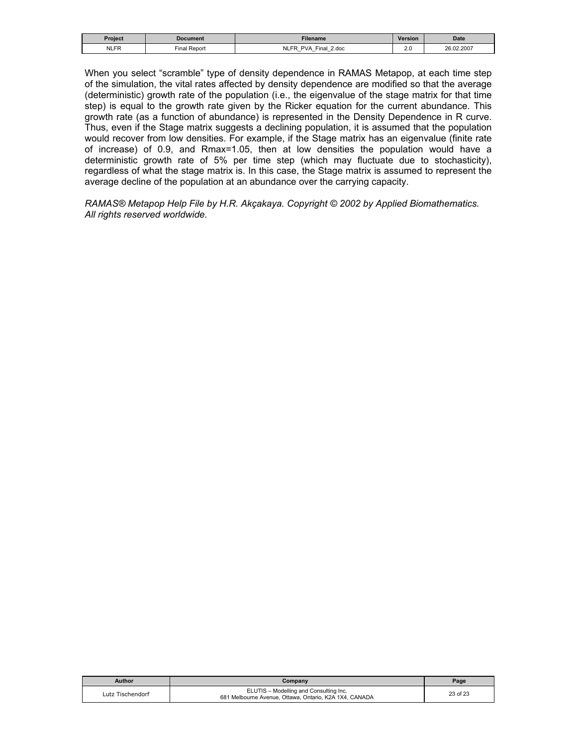When you select “scramble” type of density dependence in RAMAS Metapop, at each time step of the simulation, the vital rates affected by density dependence are modified so that the average (deterministic) growth rate of the population (i.e., the eigenvalue of the stage matrix for that time step) is equal to the growth rate given by the Ricker equation for the current abundance. This growth rate (as a function of abundance) is represented in the Density Dependence in R curve. Thus, even if the Stage matrix suggests a declining population, it is assumed that the population would recover from low densities. For example, if the Stage matrix has an eigenvalue (finite rate of increase) of 0.9, and Rmax=1.05, then at low densities the population would have a deterministic growth rate of 5% per time step (which may fluctuate due to stochasticity), regardless of what the stage matrix is. In this case, the Stage matrix is assumed to represent the average decline of the population at an abundance over the carrying capacity.

*RAMAS® Metapop Help File by H.R. Akçakaya. Copyright © 2002 by Applied Biomathematics. All rights reserved worldwide.*